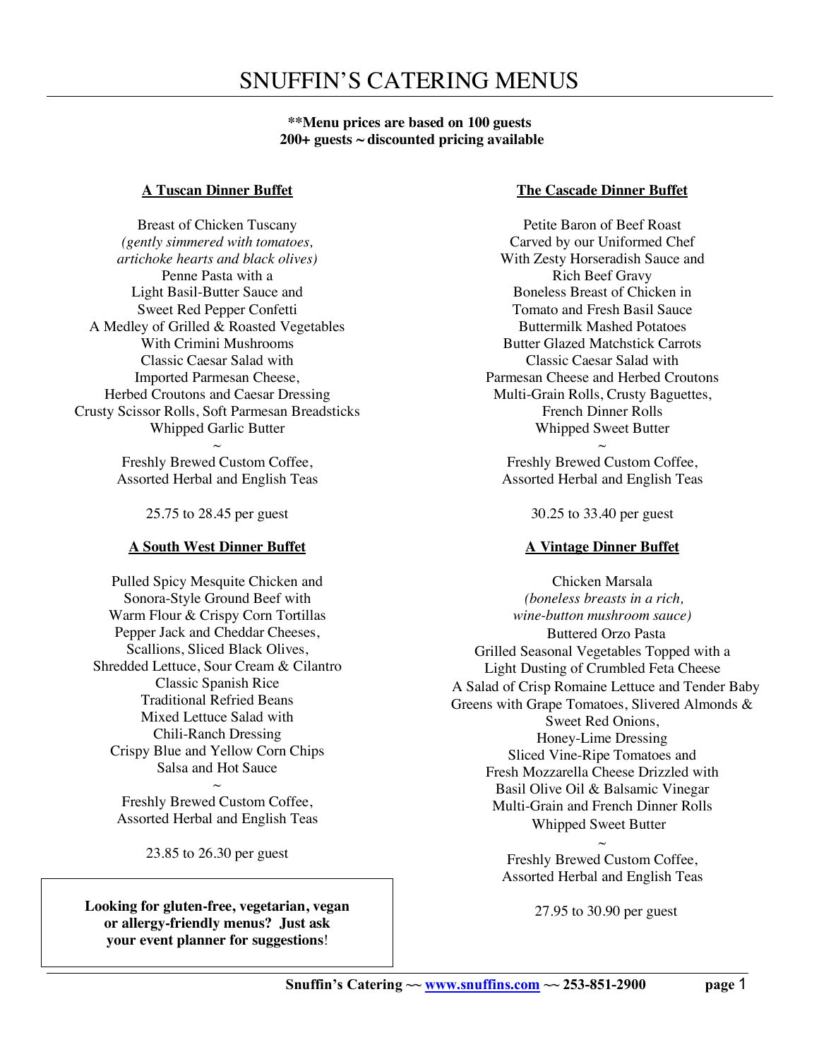# SNUFFIN'S CATERING MENUS

**\*\*Menu prices are based on 100 guests**
**200+ guests ~ discounted pricing available**

## A Tuscan Dinner Buffet

Breast of Chicken Tuscany
*(gently simmered with tomatoes, artichoke hearts and black olives)*
Penne Pasta with a Light Basil-Butter Sauce and Sweet Red Pepper Confetti
A Medley of Grilled & Roasted Vegetables With Crimini Mushrooms
Classic Caesar Salad with Imported Parmesan Cheese, Herbed Croutons and Caesar Dressing
Crusty Scissor Rolls, Soft Parmesan Breadsticks
Whipped Garlic Butter

~

Freshly Brewed Custom Coffee,
Assorted Herbal and English Teas

25.75 to 28.45 per guest

## A South West Dinner Buffet

Pulled Spicy Mesquite Chicken and Sonora-Style Ground Beef with Warm Flour & Crispy Corn Tortillas
Pepper Jack and Cheddar Cheeses, Scallions, Sliced Black Olives, Shredded Lettuce, Sour Cream & Cilantro
Classic Spanish Rice
Traditional Refried Beans
Mixed Lettuce Salad with Chili-Ranch Dressing
Crispy Blue and Yellow Corn Chips
Salsa and Hot Sauce

~

Freshly Brewed Custom Coffee,
Assorted Herbal and English Teas

23.85 to 26.30 per guest

**Looking for gluten-free, vegetarian, vegan or allergy-friendly menus? Just ask your event planner for suggestions!**

## The Cascade Dinner Buffet

Petite Baron of Beef Roast Carved by our Uniformed Chef With Zesty Horseradish Sauce and Rich Beef Gravy
Boneless Breast of Chicken in Tomato and Fresh Basil Sauce
Buttermilk Mashed Potatoes
Butter Glazed Matchstick Carrots
Classic Caesar Salad with Parmesan Cheese and Herbed Croutons
Multi-Grain Rolls, Crusty Baguettes, French Dinner Rolls
Whipped Sweet Butter

~

Freshly Brewed Custom Coffee,
Assorted Herbal and English Teas

30.25 to 33.40 per guest

## A Vintage Dinner Buffet

Chicken Marsala
*(boneless breasts in a rich, wine-button mushroom sauce)*
Buttered Orzo Pasta
Grilled Seasonal Vegetables Topped with a Light Dusting of Crumbled Feta Cheese
A Salad of Crisp Romaine Lettuce and Tender Baby Greens with Grape Tomatoes, Slivered Almonds & Sweet Red Onions, Honey-Lime Dressing
Sliced Vine-Ripe Tomatoes and Fresh Mozzarella Cheese Drizzled with Basil Olive Oil & Balsamic Vinegar
Multi-Grain and French Dinner Rolls
Whipped Sweet Butter

~

Freshly Brewed Custom Coffee,
Assorted Herbal and English Teas

27.95 to 30.90 per guest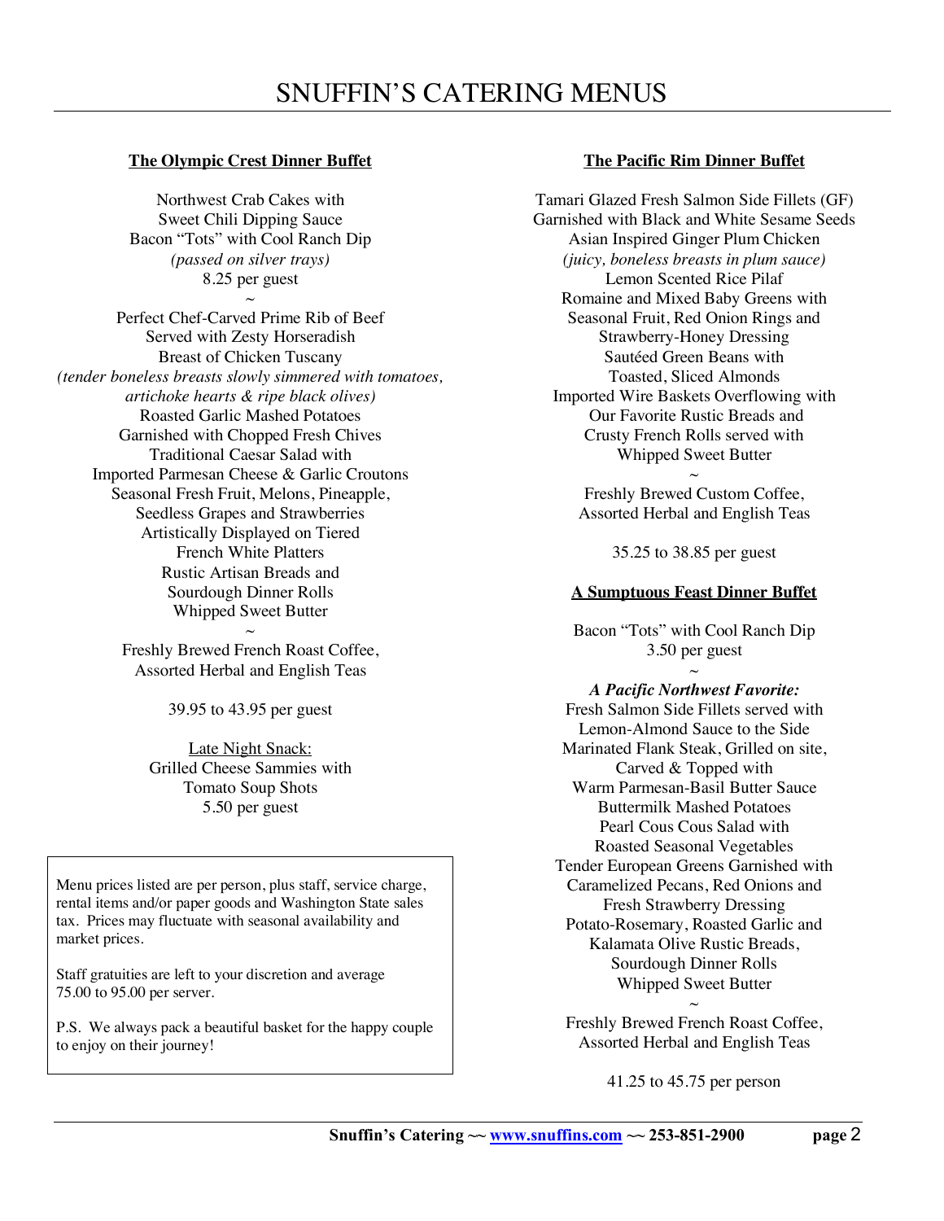# SNUFFIN'S CATERING MENUS

## The Olympic Crest Dinner Buffet

Northwest Crab Cakes with
Sweet Chili Dipping Sauce
Bacon "Tots" with Cool Ranch Dip
*(passed on silver trays)*
8.25 per guest

~

Perfect Chef-Carved Prime Rib of Beef
Served with Zesty Horseradish
Breast of Chicken Tuscany
*(tender boneless breasts slowly simmered with tomatoes, artichoke hearts & ripe black olives)*
Roasted Garlic Mashed Potatoes
Garnished with Chopped Fresh Chives
Traditional Caesar Salad with
Imported Parmesan Cheese & Garlic Croutons
Seasonal Fresh Fruit, Melons, Pineapple,
Seedless Grapes and Strawberries
Artistically Displayed on Tiered
French White Platters
Rustic Artisan Breads and
Sourdough Dinner Rolls
Whipped Sweet Butter

~

Freshly Brewed French Roast Coffee,
Assorted Herbal and English Teas

39.95 to 43.95 per guest

Late Night Snack:
Grilled Cheese Sammies with
Tomato Soup Shots
5.50 per guest

> Menu prices listed are per person, plus staff, service charge, rental items and/or paper goods and Washington State sales tax. Prices may fluctuate with seasonal availability and market prices.
>
> Staff gratuities are left to your discretion and average 75.00 to 95.00 per server.
>
> P.S. We always pack a beautiful basket for the happy couple to enjoy on their journey!

## The Pacific Rim Dinner Buffet

Tamari Glazed Fresh Salmon Side Fillets (GF)
Garnished with Black and White Sesame Seeds
Asian Inspired Ginger Plum Chicken
*(juicy, boneless breasts in plum sauce)*
Lemon Scented Rice Pilaf
Romaine and Mixed Baby Greens with
Seasonal Fruit, Red Onion Rings and
Strawberry-Honey Dressing
Sautéed Green Beans with
Toasted, Sliced Almonds
Imported Wire Baskets Overflowing with
Our Favorite Rustic Breads and
Crusty French Rolls served with
Whipped Sweet Butter

~

Freshly Brewed Custom Coffee,
Assorted Herbal and English Teas

35.25 to 38.85 per guest

## A Sumptuous Feast Dinner Buffet

Bacon "Tots" with Cool Ranch Dip
3.50 per guest

~

***A Pacific Northwest Favorite:***
Fresh Salmon Side Fillets served with
Lemon-Almond Sauce to the Side
Marinated Flank Steak, Grilled on site,
Carved & Topped with
Warm Parmesan-Basil Butter Sauce
Buttermilk Mashed Potatoes
Pearl Cous Cous Salad with
Roasted Seasonal Vegetables
Tender European Greens Garnished with
Caramelized Pecans, Red Onions and
Fresh Strawberry Dressing
Potato-Rosemary, Roasted Garlic and
Kalamata Olive Rustic Breads,
Sourdough Dinner Rolls
Whipped Sweet Butter

~

Freshly Brewed French Roast Coffee,
Assorted Herbal and English Teas

41.25 to 45.75 per person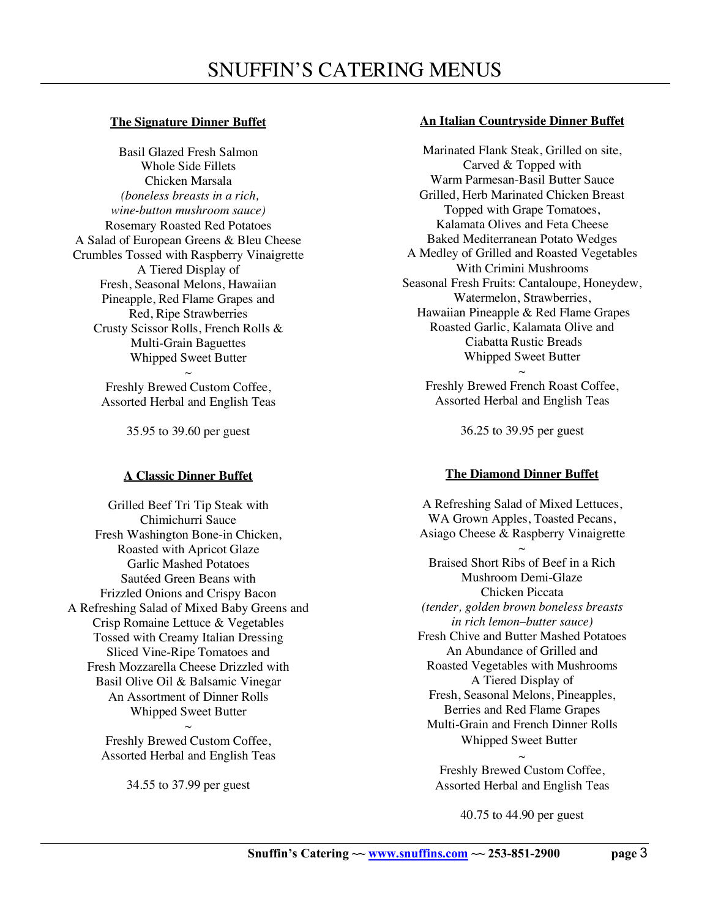# SNUFFIN'S CATERING MENUS

## The Signature Dinner Buffet

Basil Glazed Fresh Salmon
Whole Side Fillets
Chicken Marsala
*(boneless breasts in a rich, wine-button mushroom sauce)*
Rosemary Roasted Red Potatoes
A Salad of European Greens & Bleu Cheese Crumbles Tossed with Raspberry Vinaigrette
A Tiered Display of
Fresh, Seasonal Melons, Hawaiian Pineapple, Red Flame Grapes and Red, Ripe Strawberries
Crusty Scissor Rolls, French Rolls & Multi-Grain Baguettes
Whipped Sweet Butter

~

Freshly Brewed Custom Coffee,
Assorted Herbal and English Teas

35.95 to 39.60 per guest

## A Classic Dinner Buffet

Grilled Beef Tri Tip Steak with Chimichurri Sauce
Fresh Washington Bone-in Chicken, Roasted with Apricot Glaze
Garlic Mashed Potatoes
Sautéed Green Beans with Frizzled Onions and Crispy Bacon
A Refreshing Salad of Mixed Baby Greens and Crisp Romaine Lettuce & Vegetables Tossed with Creamy Italian Dressing
Sliced Vine-Ripe Tomatoes and Fresh Mozzarella Cheese Drizzled with Basil Olive Oil & Balsamic Vinegar
An Assortment of Dinner Rolls
Whipped Sweet Butter

~

Freshly Brewed Custom Coffee,
Assorted Herbal and English Teas

34.55 to 37.99 per guest

## An Italian Countryside Dinner Buffet

Marinated Flank Steak, Grilled on site, Carved & Topped with
Warm Parmesan-Basil Butter Sauce
Grilled, Herb Marinated Chicken Breast Topped with Grape Tomatoes, Kalamata Olives and Feta Cheese
Baked Mediterranean Potato Wedges
A Medley of Grilled and Roasted Vegetables With Crimini Mushrooms
Seasonal Fresh Fruits: Cantaloupe, Honeydew, Watermelon, Strawberries, Hawaiian Pineapple & Red Flame Grapes
Roasted Garlic, Kalamata Olive and Ciabatta Rustic Breads
Whipped Sweet Butter

~

Freshly Brewed French Roast Coffee,
Assorted Herbal and English Teas

36.25 to 39.95 per guest

## The Diamond Dinner Buffet

A Refreshing Salad of Mixed Lettuces, WA Grown Apples, Toasted Pecans, Asiago Cheese & Raspberry Vinaigrette

~

Braised Short Ribs of Beef in a Rich Mushroom Demi-Glaze
Chicken Piccata
*(tender, golden brown boneless breasts in rich lemon–butter sauce)*
Fresh Chive and Butter Mashed Potatoes
An Abundance of Grilled and Roasted Vegetables with Mushrooms
A Tiered Display of
Fresh, Seasonal Melons, Pineapples, Berries and Red Flame Grapes
Multi-Grain and French Dinner Rolls
Whipped Sweet Butter

~

Freshly Brewed Custom Coffee,
Assorted Herbal and English Teas

40.75 to 44.90 per guest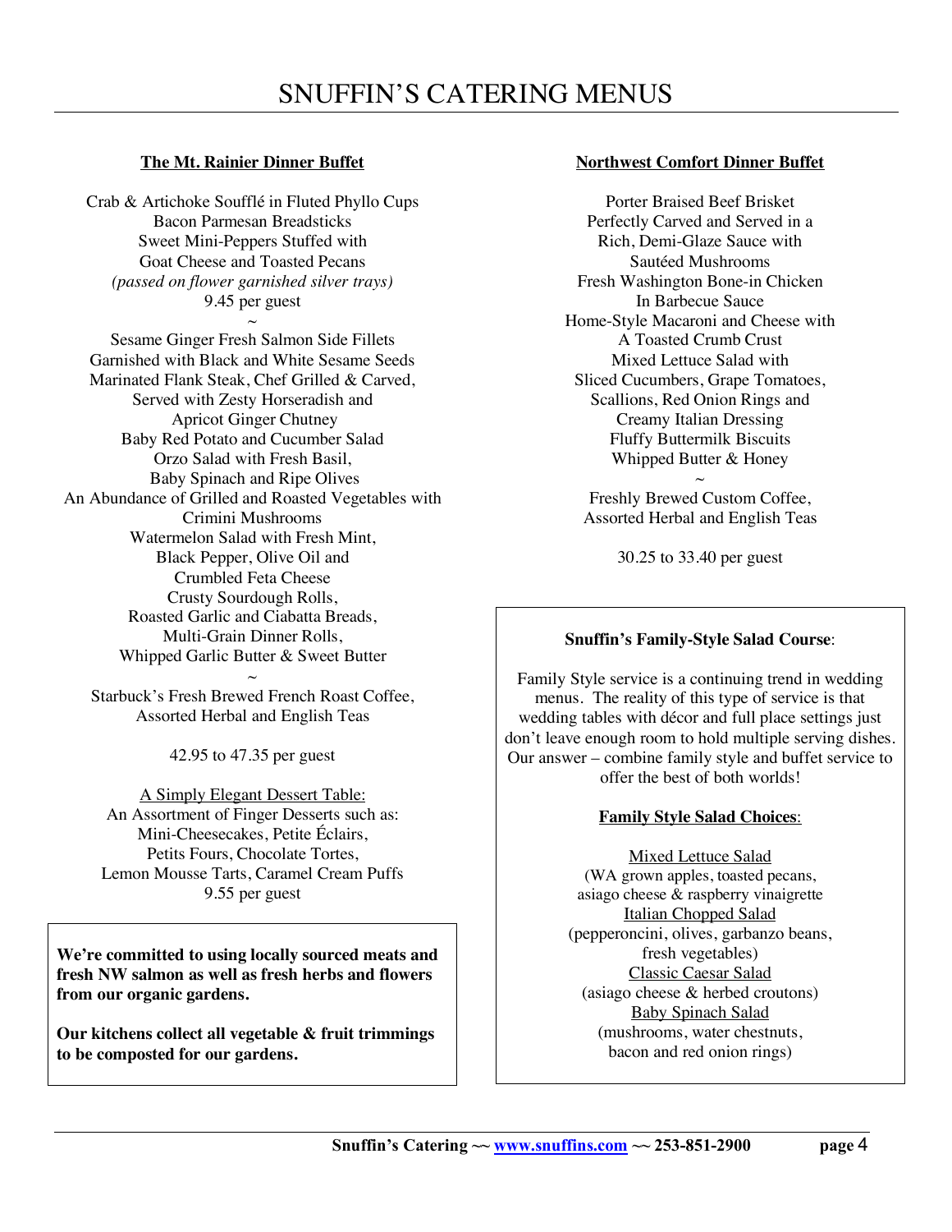# SNUFFIN'S CATERING MENUS

## The Mt. Rainier Dinner Buffet

Crab & Artichoke Soufflé in Fluted Phyllo Cups
Bacon Parmesan Breadsticks
Sweet Mini-Peppers Stuffed with
Goat Cheese and Toasted Pecans
*(passed on flower garnished silver trays)*
9.45 per guest

~

Sesame Ginger Fresh Salmon Side Fillets
Garnished with Black and White Sesame Seeds
Marinated Flank Steak, Chef Grilled & Carved,
Served with Zesty Horseradish and
Apricot Ginger Chutney
Baby Red Potato and Cucumber Salad
Orzo Salad with Fresh Basil,
Baby Spinach and Ripe Olives
An Abundance of Grilled and Roasted Vegetables with
Crimini Mushrooms
Watermelon Salad with Fresh Mint,
Black Pepper, Olive Oil and
Crumbled Feta Cheese
Crusty Sourdough Rolls,
Roasted Garlic and Ciabatta Breads,
Multi-Grain Dinner Rolls,
Whipped Garlic Butter & Sweet Butter

~

Starbuck's Fresh Brewed French Roast Coffee,
Assorted Herbal and English Teas

42.95 to 47.35 per guest

A Simply Elegant Dessert Table:
An Assortment of Finger Desserts such as:
Mini-Cheesecakes, Petite Éclairs,
Petits Fours, Chocolate Tortes,
Lemon Mousse Tarts, Caramel Cream Puffs
9.55 per guest

**We're committed to using locally sourced meats and fresh NW salmon as well as fresh herbs and flowers from our organic gardens.**

**Our kitchens collect all vegetable & fruit trimmings to be composted for our gardens.**

## Northwest Comfort Dinner Buffet

Porter Braised Beef Brisket
Perfectly Carved and Served in a
Rich, Demi-Glaze Sauce with
Sautéed Mushrooms
Fresh Washington Bone-in Chicken
In Barbecue Sauce
Home-Style Macaroni and Cheese with
A Toasted Crumb Crust
Mixed Lettuce Salad with
Sliced Cucumbers, Grape Tomatoes,
Scallions, Red Onion Rings and
Creamy Italian Dressing
Fluffy Buttermilk Biscuits
Whipped Butter & Honey

~

Freshly Brewed Custom Coffee,
Assorted Herbal and English Teas

30.25 to 33.40 per guest

**Snuffin's Family-Style Salad Course**:

Family Style service is a continuing trend in wedding menus. The reality of this type of service is that wedding tables with décor and full place settings just don't leave enough room to hold multiple serving dishes. Our answer – combine family style and buffet service to offer the best of both worlds!

**Family Style Salad Choices**:

Mixed Lettuce Salad
(WA grown apples, toasted pecans,
asiago cheese & raspberry vinaigrette
Italian Chopped Salad
(pepperoncini, olives, garbanzo beans,
fresh vegetables)
Classic Caesar Salad
(asiago cheese & herbed croutons)
Baby Spinach Salad
(mushrooms, water chestnuts,
bacon and red onion rings)

**Snuffin's Catering ~~ www.snuffins.com ~~ 253-851-2900**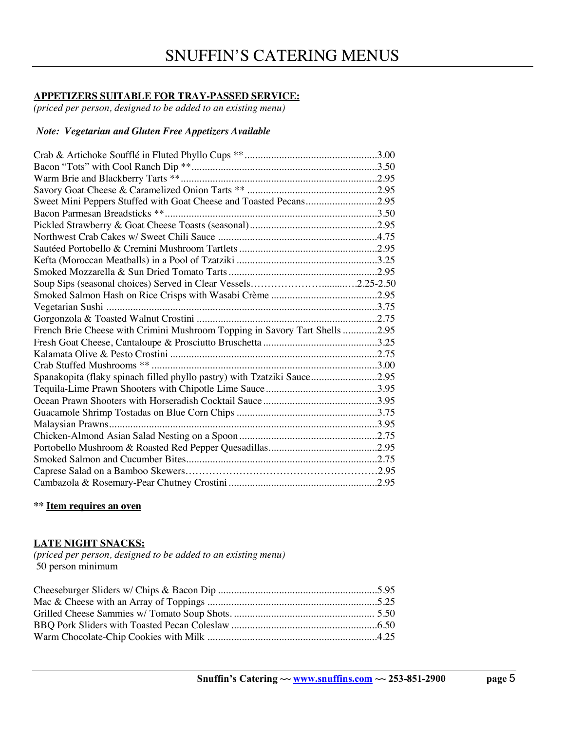# SNUFFIN'S CATERING MENUS

**APPETIZERS SUITABLE FOR TRAY-PASSED SERVICE:**

*(priced per person, designed to be added to an existing menu)*

***Note: Vegetarian and Gluten Free Appetizers Available***

| Item | Price |
|---|---|
| Crab & Artichoke Soufflé in Fluted Phyllo Cups ** | 3.00 |
| Bacon "Tots" with Cool Ranch Dip ** | 3.50 |
| Warm Brie and Blackberry Tarts ** | 2.95 |
| Savory Goat Cheese & Caramelized Onion Tarts ** | 2.95 |
| Sweet Mini Peppers Stuffed with Goat Cheese and Toasted Pecans | 2.95 |
| Bacon Parmesan Breadsticks ** | 3.50 |
| Pickled Strawberry & Goat Cheese Toasts (seasonal) | 2.95 |
| Northwest Crab Cakes w/ Sweet Chili Sauce | 4.75 |
| Sautéed Portobello & Cremini Mushroom Tartlets | 2.95 |
| Kefta (Moroccan Meatballs) in a Pool of Tzatziki | 3.25 |
| Smoked Mozzarella & Sun Dried Tomato Tarts | 2.95 |
| Soup Sips (seasonal choices) Served in Clear Vessels | 2.25-2.50 |
| Smoked Salmon Hash on Rice Crisps with Wasabi Crème | 2.95 |
| Vegetarian Sushi | 3.75 |
| Gorgonzola & Toasted Walnut Crostini | 2.75 |
| French Brie Cheese with Crimini Mushroom Topping in Savory Tart Shells | 2.95 |
| Fresh Goat Cheese, Cantaloupe & Prosciutto Bruschetta | 3.25 |
| Kalamata Olive & Pesto Crostini | 2.75 |
| Crab Stuffed Mushrooms ** | 3.00 |
| Spanakopita (flaky spinach filled phyllo pastry) with Tzatziki Sauce | 2.95 |
| Tequila-Lime Prawn Shooters with Chipotle Lime Sauce | 3.95 |
| Ocean Prawn Shooters with Horseradish Cocktail Sauce | 3.95 |
| Guacamole Shrimp Tostadas on Blue Corn Chips | 3.75 |
| Malaysian Prawns | 3.95 |
| Chicken-Almond Asian Salad Nesting on a Spoon | 2.75 |
| Portobello Mushroom & Roasted Red Pepper Quesadillas | 2.95 |
| Smoked Salmon and Cucumber Bites | 2.75 |
| Caprese Salad on a Bamboo Skewers | 2.95 |
| Cambazola & Rosemary-Pear Chutney Crostini | 2.95 |

**\** Item requires an oven**

**LATE NIGHT SNACKS:**

*(priced per person, designed to be added to an existing menu)*

50 person minimum

| Item | Price |
|---|---|
| Cheeseburger Sliders w/ Chips & Bacon Dip | 5.95 |
| Mac & Cheese with an Array of Toppings | 5.25 |
| Grilled Cheese Sammies w/ Tomato Soup Shots. | 5.50 |
| BBQ Pork Sliders with Toasted Pecan Coleslaw | 6.50 |
| Warm Chocolate-Chip Cookies with Milk | 4.25 |

**Snuffin's Catering ~~ www.snuffins.com ~~ 253-851-2900**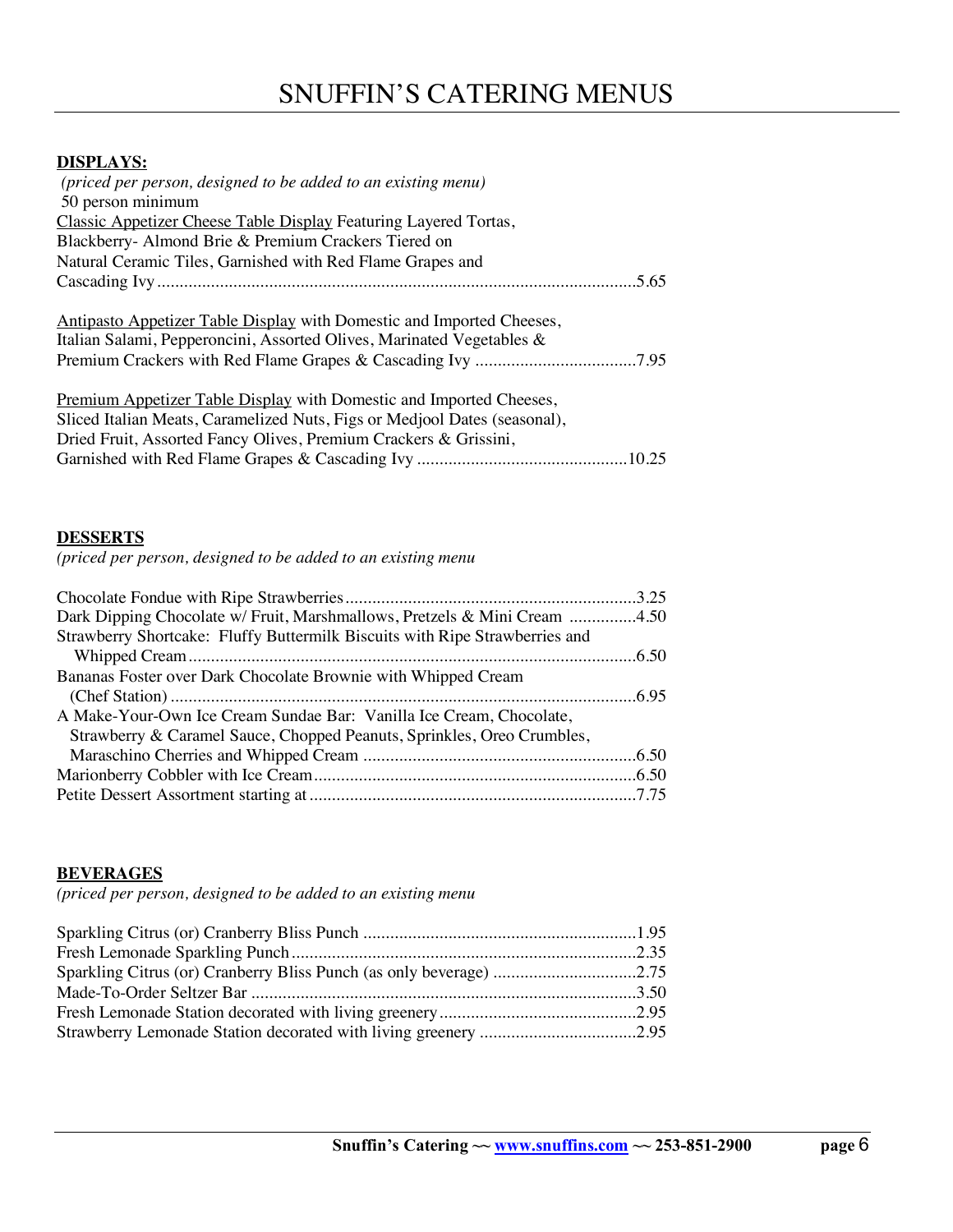# SNUFFIN'S CATERING MENUS

**DISPLAYS:**

*(priced per person, designed to be added to an existing menu)*
50 person minimum

Classic Appetizer Cheese Table Display Featuring Layered Tortas, Blackberry- Almond Brie & Premium Crackers Tiered on Natural Ceramic Tiles, Garnished with Red Flame Grapes and Cascading Ivy .......... 5.65

Antipasto Appetizer Table Display with Domestic and Imported Cheeses, Italian Salami, Pepperoncini, Assorted Olives, Marinated Vegetables & Premium Crackers with Red Flame Grapes & Cascading Ivy .......... 7.95

Premium Appetizer Table Display with Domestic and Imported Cheeses, Sliced Italian Meats, Caramelized Nuts, Figs or Medjool Dates (seasonal), Dried Fruit, Assorted Fancy Olives, Premium Crackers & Grissini, Garnished with Red Flame Grapes & Cascading Ivy .......... 10.25

**DESSERTS**

*(priced per person, designed to be added to an existing menu*

Chocolate Fondue with Ripe Strawberries .......... 3.25
Dark Dipping Chocolate w/ Fruit, Marshmallows, Pretzels & Mini Cream .......... 4.50
Strawberry Shortcake: Fluffy Buttermilk Biscuits with Ripe Strawberries and Whipped Cream .......... 6.50
Bananas Foster over Dark Chocolate Brownie with Whipped Cream (Chef Station) .......... 6.95
A Make-Your-Own Ice Cream Sundae Bar: Vanilla Ice Cream, Chocolate, Strawberry & Caramel Sauce, Chopped Peanuts, Sprinkles, Oreo Crumbles, Maraschino Cherries and Whipped Cream .......... 6.50
Marionberry Cobbler with Ice Cream .......... 6.50
Petite Dessert Assortment starting at .......... 7.75

**BEVERAGES**

*(priced per person, designed to be added to an existing menu*

Sparkling Citrus (or) Cranberry Bliss Punch .......... 1.95
Fresh Lemonade Sparkling Punch .......... 2.35
Sparkling Citrus (or) Cranberry Bliss Punch (as only beverage) .......... 2.75
Made-To-Order Seltzer Bar .......... 3.50
Fresh Lemonade Station decorated with living greenery .......... 2.95
Strawberry Lemonade Station decorated with living greenery .......... 2.95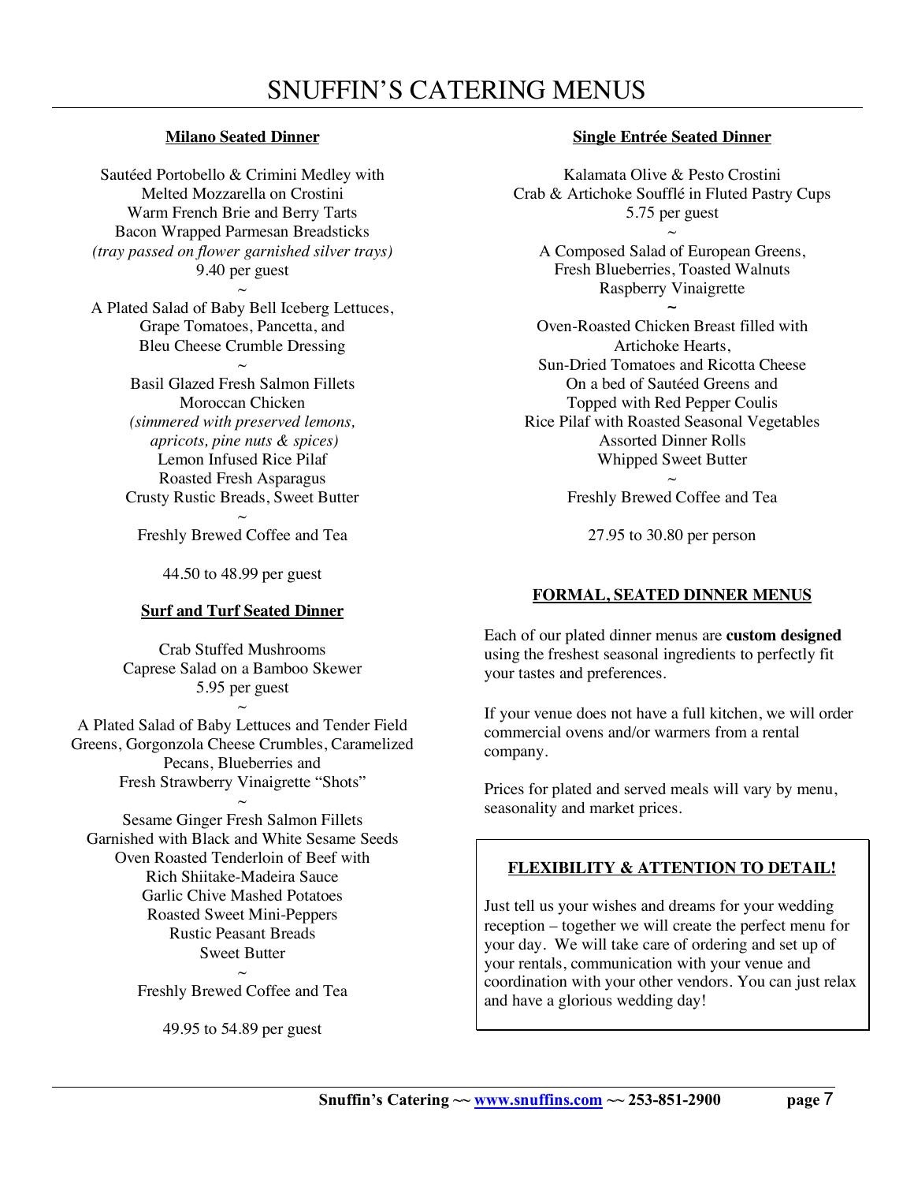# SNUFFIN'S CATERING MENUS

## Milano Seated Dinner

Sautéed Portobello & Crimini Medley with
Melted Mozzarella on Crostini
Warm French Brie and Berry Tarts
Bacon Wrapped Parmesan Breadsticks
*(tray passed on flower garnished silver trays)*
9.40 per guest

~

A Plated Salad of Baby Bell Iceberg Lettuces,
Grape Tomatoes, Pancetta, and
Bleu Cheese Crumble Dressing

~

Basil Glazed Fresh Salmon Fillets
Moroccan Chicken
*(simmered with preserved lemons, apricots, pine nuts & spices)*
Lemon Infused Rice Pilaf
Roasted Fresh Asparagus
Crusty Rustic Breads, Sweet Butter

~

Freshly Brewed Coffee and Tea

44.50 to 48.99 per guest

## Surf and Turf Seated Dinner

Crab Stuffed Mushrooms
Caprese Salad on a Bamboo Skewer
5.95 per guest

~

A Plated Salad of Baby Lettuces and Tender Field
Greens, Gorgonzola Cheese Crumbles, Caramelized
Pecans, Blueberries and
Fresh Strawberry Vinaigrette "Shots"

~

Sesame Ginger Fresh Salmon Fillets
Garnished with Black and White Sesame Seeds
Oven Roasted Tenderloin of Beef with
Rich Shiitake-Madeira Sauce
Garlic Chive Mashed Potatoes
Roasted Sweet Mini-Peppers
Rustic Peasant Breads
Sweet Butter

~

Freshly Brewed Coffee and Tea

49.95 to 54.89 per guest

## Single Entrée Seated Dinner

Kalamata Olive & Pesto Crostini
Crab & Artichoke Soufflé in Fluted Pastry Cups
5.75 per guest

~

A Composed Salad of European Greens,
Fresh Blueberries, Toasted Walnuts
Raspberry Vinaigrette

~

Oven-Roasted Chicken Breast filled with
Artichoke Hearts,
Sun-Dried Tomatoes and Ricotta Cheese
On a bed of Sautéed Greens and
Topped with Red Pepper Coulis
Rice Pilaf with Roasted Seasonal Vegetables
Assorted Dinner Rolls
Whipped Sweet Butter

~

Freshly Brewed Coffee and Tea

27.95 to 30.80 per person

## FORMAL, SEATED DINNER MENUS

Each of our plated dinner menus are **custom designed** using the freshest seasonal ingredients to perfectly fit your tastes and preferences.

If your venue does not have a full kitchen, we will order commercial ovens and/or warmers from a rental company.

Prices for plated and served meals will vary by menu, seasonality and market prices.

## FLEXIBILITY & ATTENTION TO DETAIL!

Just tell us your wishes and dreams for your wedding reception – together we will create the perfect menu for your day. We will take care of ordering and set up of your rentals, communication with your venue and coordination with your other vendors. You can just relax and have a glorious wedding day!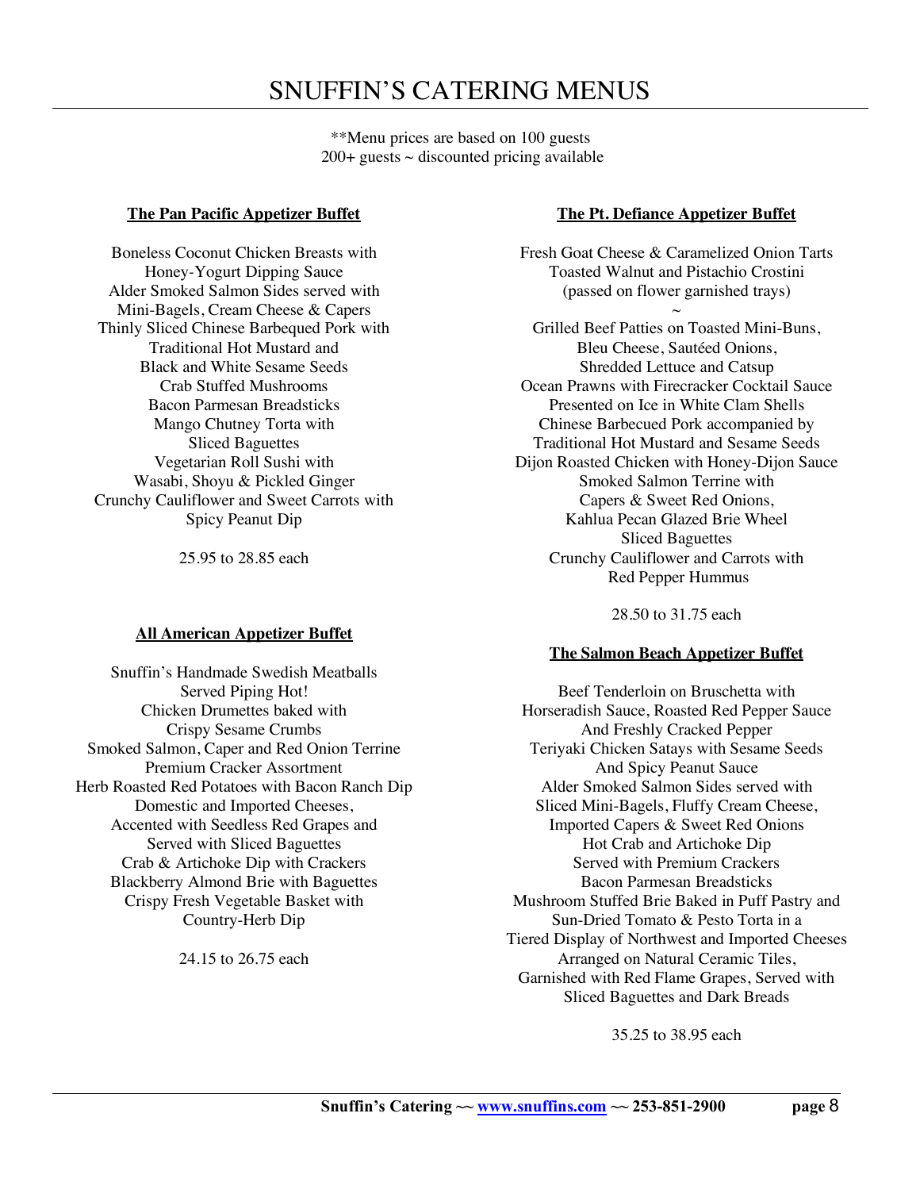# SNUFFIN'S CATERING MENUS

**Menu prices are based on 100 guests
200+ guests ~ discounted pricing available

**The Pan Pacific Appetizer Buffet**

Boneless Coconut Chicken Breasts with
Honey-Yogurt Dipping Sauce
Alder Smoked Salmon Sides served with
Mini-Bagels, Cream Cheese & Capers
Thinly Sliced Chinese Barbequed Pork with
Traditional Hot Mustard and
Black and White Sesame Seeds
Crab Stuffed Mushrooms
Bacon Parmesan Breadsticks
Mango Chutney Torta with
Sliced Baguettes
Vegetarian Roll Sushi with
Wasabi, Shoyu & Pickled Ginger
Crunchy Cauliflower and Sweet Carrots with
Spicy Peanut Dip

25.95 to 28.85 each

**All American Appetizer Buffet**

Snuffin's Handmade Swedish Meatballs
Served Piping Hot!
Chicken Drumettes baked with
Crispy Sesame Crumbs
Smoked Salmon, Caper and Red Onion Terrine
Premium Cracker Assortment
Herb Roasted Red Potatoes with Bacon Ranch Dip
Domestic and Imported Cheeses,
Accented with Seedless Red Grapes and
Served with Sliced Baguettes
Crab & Artichoke Dip with Crackers
Blackberry Almond Brie with Baguettes
Crispy Fresh Vegetable Basket with
Country-Herb Dip

24.15 to 26.75 each

**The Pt. Defiance Appetizer Buffet**

Fresh Goat Cheese & Caramelized Onion Tarts
Toasted Walnut and Pistachio Crostini
(passed on flower garnished trays)
~
Grilled Beef Patties on Toasted Mini-Buns,
Bleu Cheese, Sautéed Onions,
Shredded Lettuce and Catsup
Ocean Prawns with Firecracker Cocktail Sauce
Presented on Ice in White Clam Shells
Chinese Barbecued Pork accompanied by
Traditional Hot Mustard and Sesame Seeds
Dijon Roasted Chicken with Honey-Dijon Sauce
Smoked Salmon Terrine with
Capers & Sweet Red Onions,
Kahlua Pecan Glazed Brie Wheel
Sliced Baguettes
Crunchy Cauliflower and Carrots with
Red Pepper Hummus

28.50 to 31.75 each

**The Salmon Beach Appetizer Buffet**

Beef Tenderloin on Bruschetta with
Horseradish Sauce, Roasted Red Pepper Sauce
And Freshly Cracked Pepper
Teriyaki Chicken Satays with Sesame Seeds
And Spicy Peanut Sauce
Alder Smoked Salmon Sides served with
Sliced Mini-Bagels, Fluffy Cream Cheese,
Imported Capers & Sweet Red Onions
Hot Crab and Artichoke Dip
Served with Premium Crackers
Bacon Parmesan Breadsticks
Mushroom Stuffed Brie Baked in Puff Pastry and
Sun-Dried Tomato & Pesto Torta in a
Tiered Display of Northwest and Imported Cheeses
Arranged on Natural Ceramic Tiles,
Garnished with Red Flame Grapes, Served with
Sliced Baguettes and Dark Breads

35.25 to 38.95 each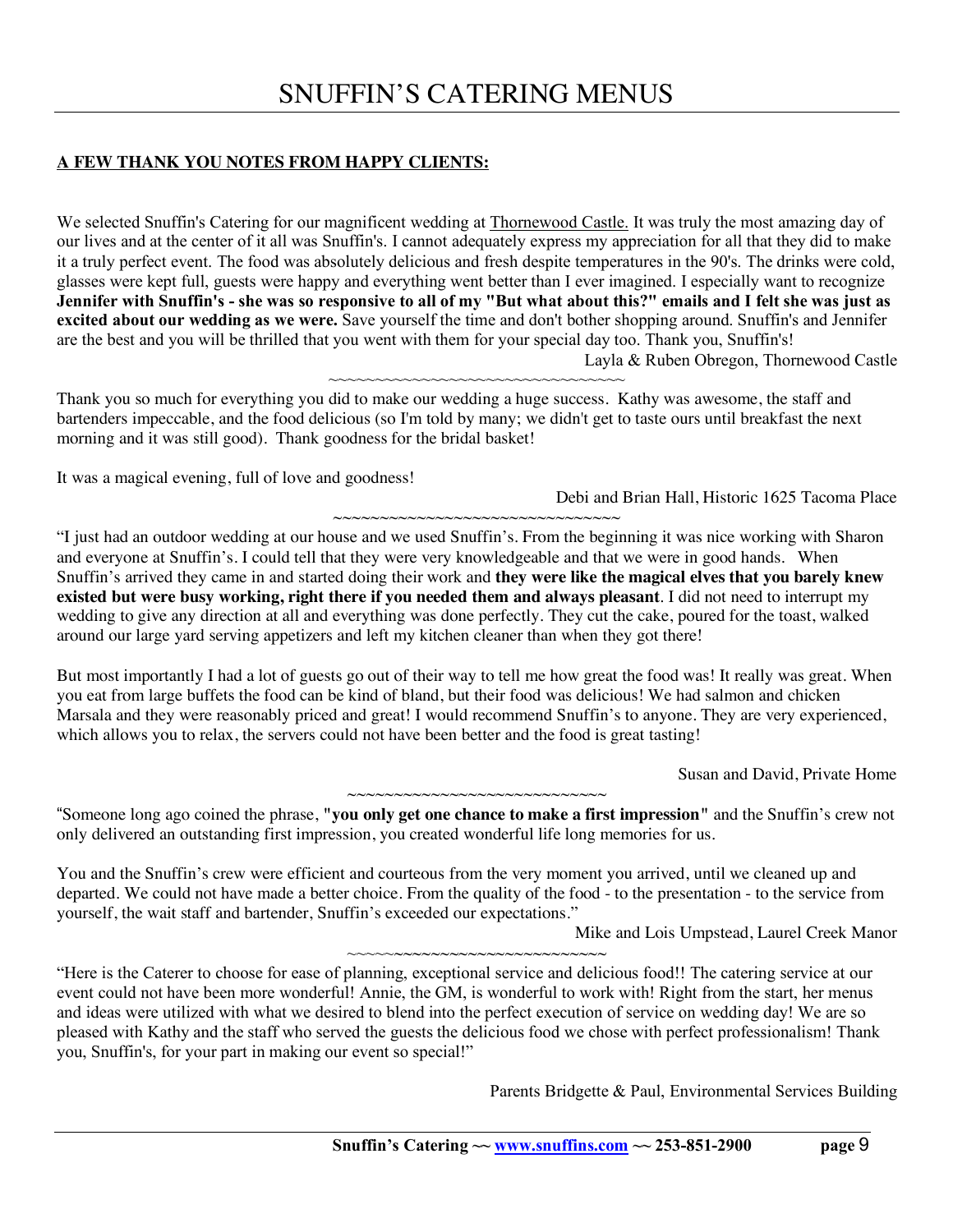# SNUFFIN'S CATERING MENUS

**A FEW THANK YOU NOTES FROM HAPPY CLIENTS:**

We selected Snuffin's Catering for our magnificent wedding at Thornewood Castle. It was truly the most amazing day of our lives and at the center of it all was Snuffin's. I cannot adequately express my appreciation for all that they did to make it a truly perfect event. The food was absolutely delicious and fresh despite temperatures in the 90's. The drinks were cold, glasses were kept full, guests were happy and everything went better than I ever imagined. I especially want to recognize **Jennifer with Snuffin's - she was so responsive to all of my "But what about this?" emails and I felt she was just as excited about our wedding as we were.** Save yourself the time and don't bother shopping around. Snuffin's and Jennifer are the best and you will be thrilled that you went with them for your special day too. Thank you, Snuffin's!

Layla & Ruben Obregon, Thornewood Castle

~~~~~~~~~~~~~~~~~~~~~~~~~~~~~~~~~~

Thank you so much for everything you did to make our wedding a huge success. Kathy was awesome, the staff and bartenders impeccable, and the food delicious (so I'm told by many; we didn't get to taste ours until breakfast the next morning and it was still good). Thank goodness for the bridal basket!

It was a magical evening, full of love and goodness!

Debi and Brian Hall, Historic 1625 Tacoma Place

~~~~~~~~~~~~~~~~~~~~~~~~~~~~~~~

"I just had an outdoor wedding at our house and we used Snuffin's. From the beginning it was nice working with Sharon and everyone at Snuffin's. I could tell that they were very knowledgeable and that we were in good hands. When Snuffin's arrived they came in and started doing their work and **they were like the magical elves that you barely knew existed but were busy working, right there if you needed them and always pleasant**. I did not need to interrupt my wedding to give any direction at all and everything was done perfectly. They cut the cake, poured for the toast, walked around our large yard serving appetizers and left my kitchen cleaner than when they got there!

But most importantly I had a lot of guests go out of their way to tell me how great the food was! It really was great. When you eat from large buffets the food can be kind of bland, but their food was delicious! We had salmon and chicken Marsala and they were reasonably priced and great! I would recommend Snuffin's to anyone. They are very experienced, which allows you to relax, the servers could not have been better and the food is great tasting!

Susan and David, Private Home

~~~~~~~~~~~~~~~~~~~~~~~~~~~~

"Someone long ago coined the phrase, **"you only get one chance to make a first impression"** and the Snuffin's crew not only delivered an outstanding first impression, you created wonderful life long memories for us.

You and the Snuffin's crew were efficient and courteous from the very moment you arrived, until we cleaned up and departed. We could not have made a better choice. From the quality of the food - to the presentation - to the service from yourself, the wait staff and bartender, Snuffin's exceeded our expectations."

Mike and Lois Umpstead, Laurel Creek Manor

~~~~~~~~~~~~~~~~~~~~~~~~~~~~

"Here is the Caterer to choose for ease of planning, exceptional service and delicious food!! The catering service at our event could not have been more wonderful! Annie, the GM, is wonderful to work with! Right from the start, her menus and ideas were utilized with what we desired to blend into the perfect execution of service on wedding day! We are so pleased with Kathy and the staff who served the guests the delicious food we chose with perfect professionalism! Thank you, Snuffin's, for your part in making our event so special!"

Parents Bridgette & Paul, Environmental Services Building